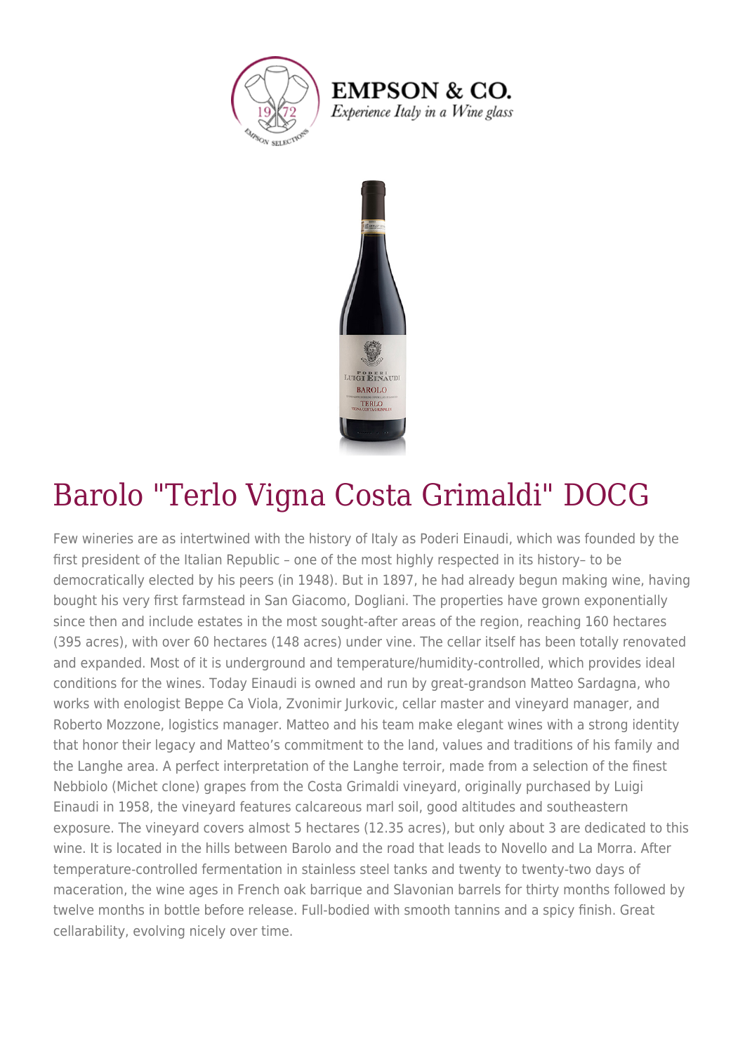# Barolo "Terlo Vigna Costa Grimaldi" DOCG

Few wineries are as intertwined with the history of Italy as Poderi Einaudi, which was founded by the first president of the Italian Republic – one of the most highly respected in its history– to be democratically elected by his peers (in 1948). But in 1897, he had already begun making wine, having bought his very first farmstead in San Giacomo, Dogliani. The properties have grown exponentially since then and include estates in the most sought-after areas of the region, reaching 160 hectares (395 acres), with over 60 hectares (148 acres) under vine. The cellar itself has been totally renovated and expanded. Most of it is underground and temperature/humidity-controlled, which provides ideal conditions for the wines. Today Einaudi is owned and run by great-grandson Matteo Sardagna, who works with enologist Beppe Ca Viola, Zvonimir Jurkovic, cellar master and vineyard manager, and Roberto Mozzone, logistics manager. Matteo and his team make elegant wines with a strong identity that honor their legacy and Matteo's commitment to the land, values and traditions of his family and the Langhe area. A perfect interpretation of the Langhe terroir, made from a selection of the finest Nebbiolo (Michet clone) grapes from the Costa Grimaldi vineyard, originally purchased by Luigi Einaudi in 1958, the vineyard features calcareous marl soil, good altitudes and southeastern exposure. The vineyard covers almost 5 hectares (12.35 acres), but only about 3 are dedicated to this wine. It is located in the hills between Barolo and the road that leads to Novello and La Morra. After temperature-controlled fermentation in stainless steel tanks and twenty to twenty-two days of maceration, the wine ages in French oak barrique and Slavonian barrels for thirty months followed by twelve months in bottle before release. Full-bodied with smooth tannins and a spicy finish. Great cellarability, evolving nicely over time.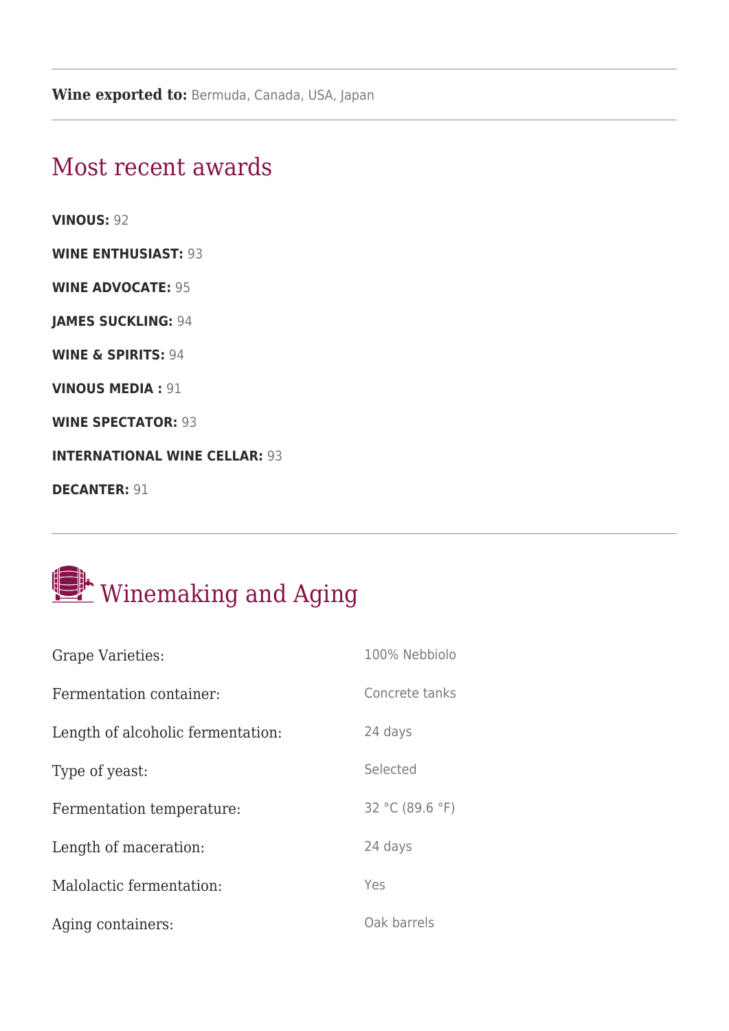**Wine exported to:** Bermuda, Canada, USA, Japan

## Most recent awards

**VINOUS:** 92

**WINE ENTHUSIAST:** 93

**WINE ADVOCATE:** 95

**JAMES SUCKLING:** 94

**WINE & SPIRITS:** 94

**VINOUS MEDIA :** 91

**WINE SPECTATOR:** 93

**INTERNATIONAL WINE CELLAR:** 93

**DECANTER:** 91

## Winemaking and Aging

| | |
|---|---|
| Grape Varieties: | 100% Nebbiolo |
| Fermentation container: | Concrete tanks |
| Length of alcoholic fermentation: | 24 days |
| Type of yeast: | Selected |
| Fermentation temperature: | 32 °C (89.6 °F) |
| Length of maceration: | 24 days |
| Malolactic fermentation: | Yes |
| Aging containers: | Oak barrels |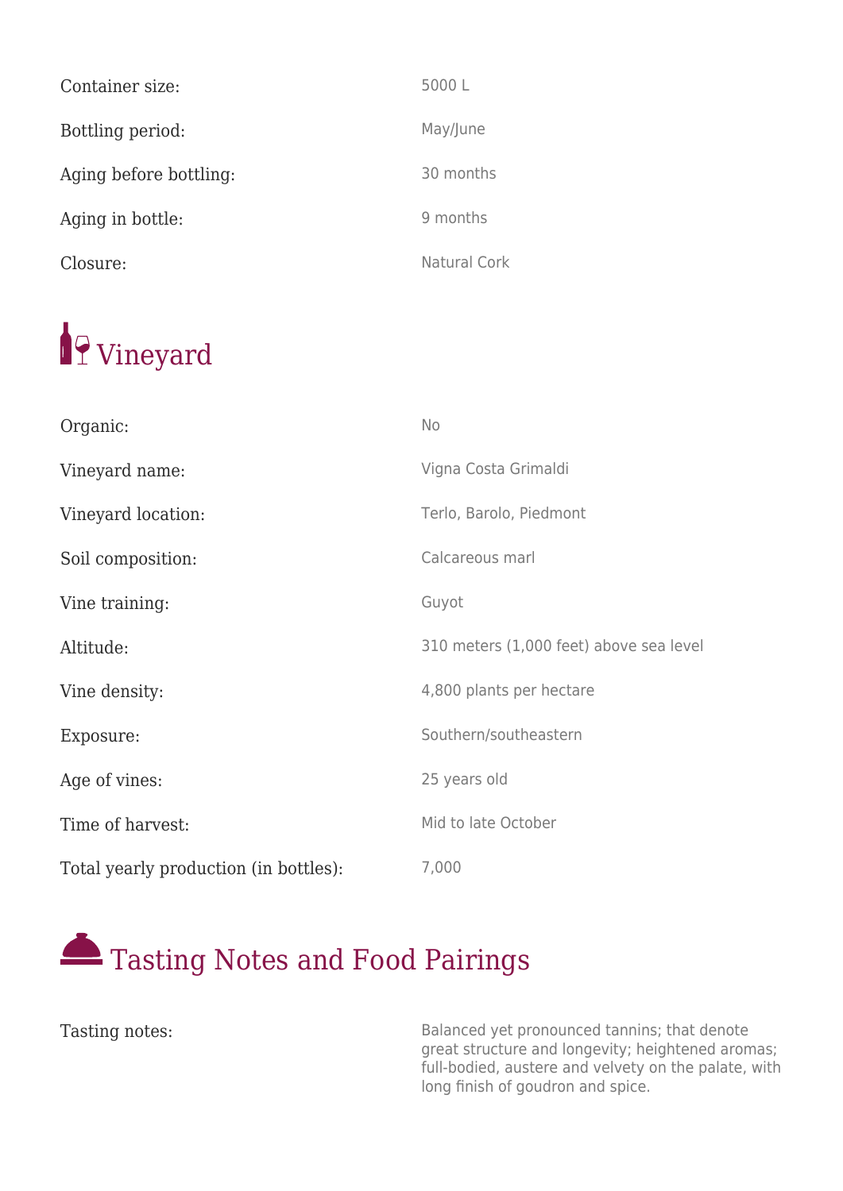| | |
|---|---|
| Container size: | 5000 L |
| Bottling period: | May/June |
| Aging before bottling: | 30 months |
| Aging in bottle: | 9 months |
| Closure: | Natural Cork |

## Vineyard

| | |
|---|---|
| Organic: | No |
| Vineyard name: | Vigna Costa Grimaldi |
| Vineyard location: | Terlo, Barolo, Piedmont |
| Soil composition: | Calcareous marl |
| Vine training: | Guyot |
| Altitude: | 310 meters (1,000 feet) above sea level |
| Vine density: | 4,800 plants per hectare |
| Exposure: | Southern/southeastern |
| Age of vines: | 25 years old |
| Time of harvest: | Mid to late October |
| Total yearly production (in bottles): | 7,000 |

## Tasting Notes and Food Pairings

| | |
|---|---|
| Tasting notes: | Balanced yet pronounced tannins; that denote great structure and longevity; heightened aromas; full-bodied, austere and velvety on the palate, with long finish of goudron and spice. |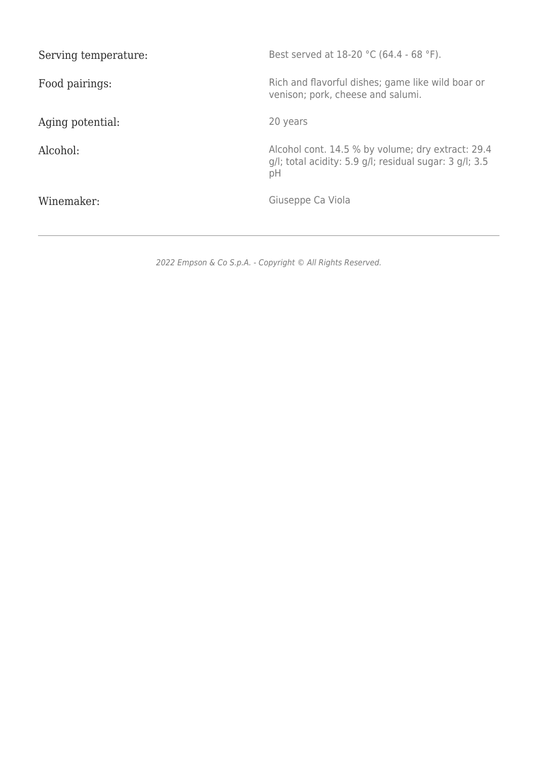| | |
|---|---|
| Serving temperature: | Best served at 18-20 °C (64.4 - 68 °F). |
| Food pairings: | Rich and flavorful dishes; game like wild boar or venison; pork, cheese and salumi. |
| Aging potential: | 20 years |
| Alcohol: | Alcohol cont. 14.5 % by volume; dry extract: 29.4 g/l; total acidity: 5.9 g/l; residual sugar: 3 g/l; 3.5 pH |
| Winemaker: | Giuseppe Ca Viola |

---

*2022 Empson & Co S.p.A. - Copyright © All Rights Reserved.*